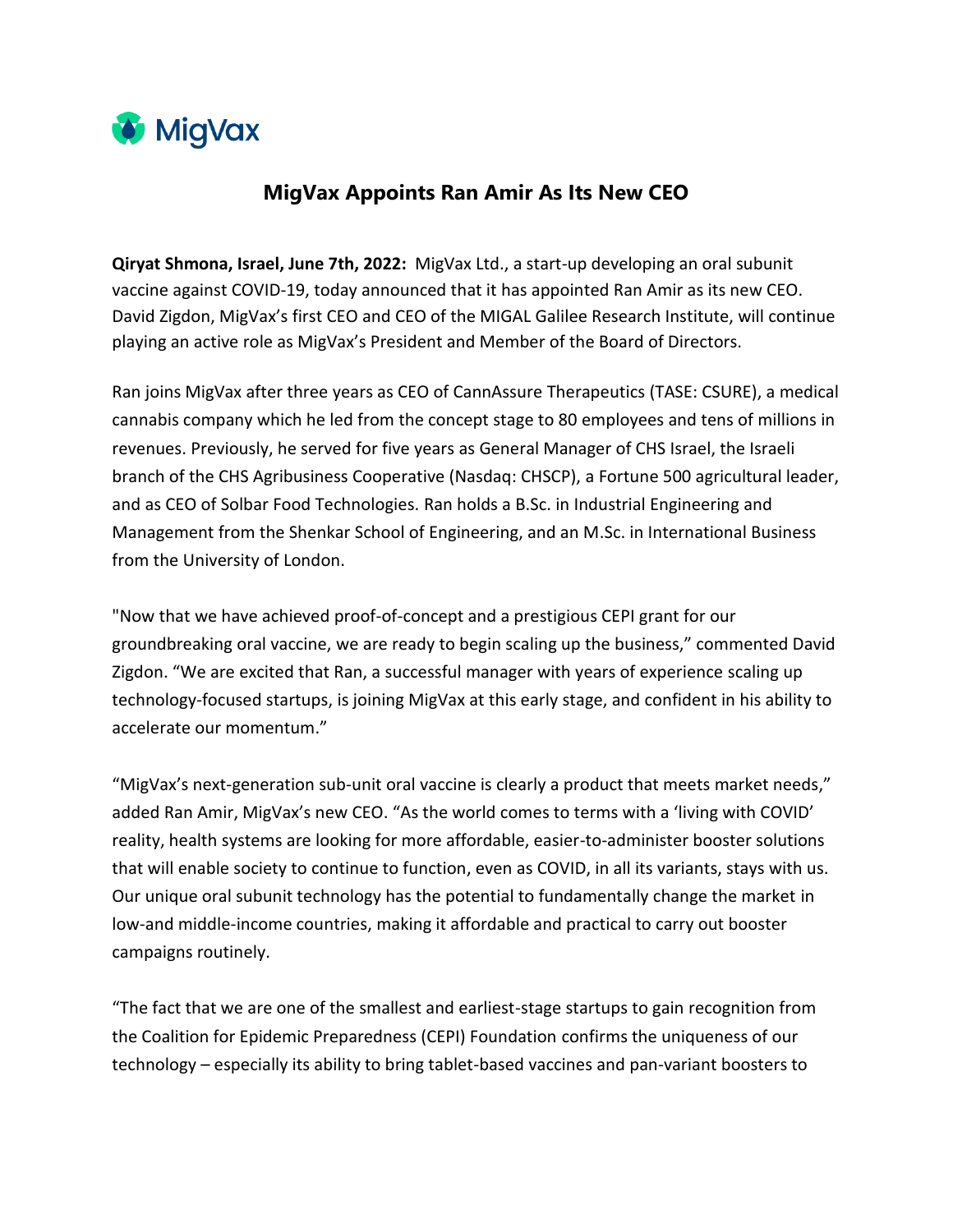MigVax

# MigVax Appoints Ran Amir As Its New CEO

**Qiryat Shmona, Israel, June 7th, 2022:** MigVax Ltd., a start-up developing an oral subunit vaccine against COVID-19, today announced that it has appointed Ran Amir as its new CEO. David Zigdon, MigVax's first CEO and CEO of the MIGAL Galilee Research Institute, will continue playing an active role as MigVax's President and Member of the Board of Directors.

Ran joins MigVax after three years as CEO of CannAssure Therapeutics (TASE: CSURE), a medical cannabis company which he led from the concept stage to 80 employees and tens of millions in revenues. Previously, he served for five years as General Manager of CHS Israel, the Israeli branch of the CHS Agribusiness Cooperative (Nasdaq: CHSCP), a Fortune 500 agricultural leader, and as CEO of Solbar Food Technologies. Ran holds a B.Sc. in Industrial Engineering and Management from the Shenkar School of Engineering, and an M.Sc. in International Business from the University of London.

"Now that we have achieved proof-of-concept and a prestigious CEPI grant for our groundbreaking oral vaccine, we are ready to begin scaling up the business," commented David Zigdon. "We are excited that Ran, a successful manager with years of experience scaling up technology-focused startups, is joining MigVax at this early stage, and confident in his ability to accelerate our momentum."

"MigVax's next-generation sub-unit oral vaccine is clearly a product that meets market needs," added Ran Amir, MigVax's new CEO. "As the world comes to terms with a 'living with COVID' reality, health systems are looking for more affordable, easier-to-administer booster solutions that will enable society to continue to function, even as COVID, in all its variants, stays with us. Our unique oral subunit technology has the potential to fundamentally change the market in low-and middle-income countries, making it affordable and practical to carry out booster campaigns routinely.

"The fact that we are one of the smallest and earliest-stage startups to gain recognition from the Coalition for Epidemic Preparedness (CEPI) Foundation confirms the uniqueness of our technology – especially its ability to bring tablet-based vaccines and pan-variant boosters to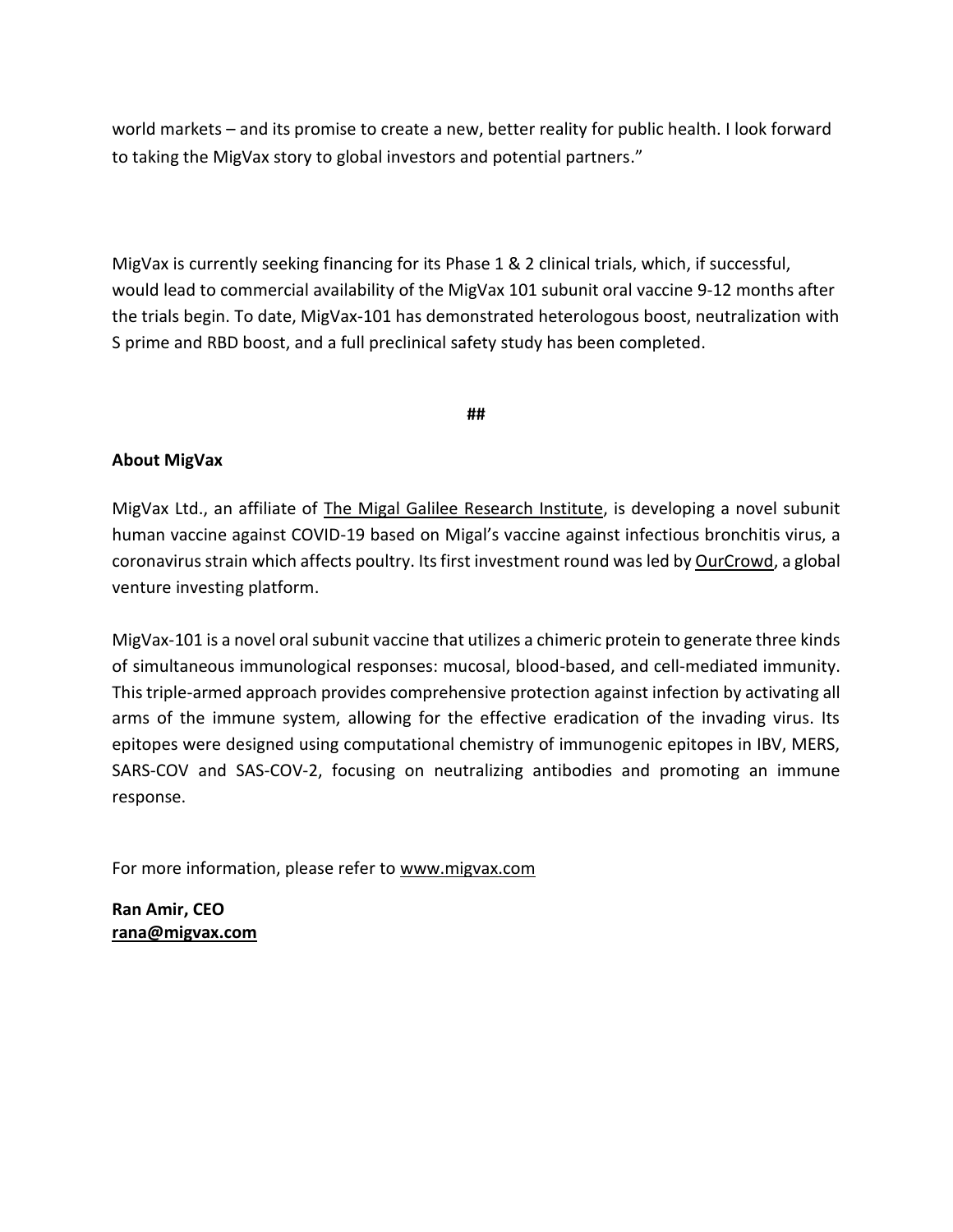world markets – and its promise to create a new, better reality for public health. I look forward to taking the MigVax story to global investors and potential partners."

MigVax is currently seeking financing for its Phase 1 & 2 clinical trials, which, if successful, would lead to commercial availability of the MigVax 101 subunit oral vaccine 9-12 months after the trials begin. To date, MigVax-101 has demonstrated heterologous boost, neutralization with S prime and RBD boost, and a full preclinical safety study has been completed.

**##**

**About MigVax**

MigVax Ltd., an affiliate of The Migal Galilee Research Institute, is developing a novel subunit human vaccine against COVID-19 based on Migal's vaccine against infectious bronchitis virus, a coronavirus strain which affects poultry. Its first investment round was led by OurCrowd, a global venture investing platform.

MigVax-101 is a novel oral subunit vaccine that utilizes a chimeric protein to generate three kinds of simultaneous immunological responses: mucosal, blood-based, and cell-mediated immunity. This triple-armed approach provides comprehensive protection against infection by activating all arms of the immune system, allowing for the effective eradication of the invading virus. Its epitopes were designed using computational chemistry of immunogenic epitopes in IBV, MERS, SARS-COV and SAS-COV-2, focusing on neutralizing antibodies and promoting an immune response.

For more information, please refer to www.migvax.com

**Ran Amir, CEO**
**rana@migvax.com**